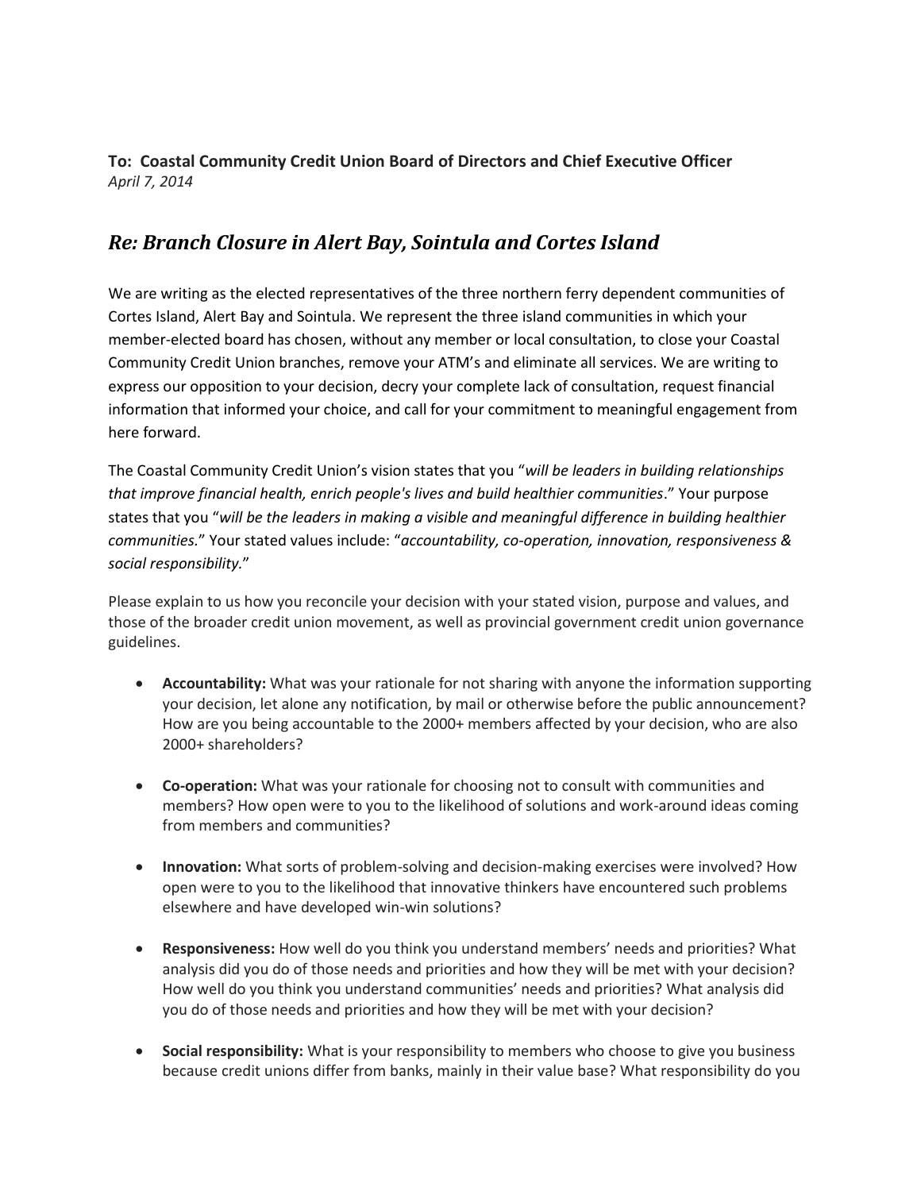**To: Coastal Community Credit Union Board of Directors and Chief Executive Officer**
*April 7, 2014*

## *Re: Branch Closure in Alert Bay, Sointula and Cortes Island*

We are writing as the elected representatives of the three northern ferry dependent communities of Cortes Island, Alert Bay and Sointula. We represent the three island communities in which your member-elected board has chosen, without any member or local consultation, to close your Coastal Community Credit Union branches, remove your ATM's and eliminate all services. We are writing to express our opposition to your decision, decry your complete lack of consultation, request financial information that informed your choice, and call for your commitment to meaningful engagement from here forward.

The Coastal Community Credit Union's vision states that you "*will be leaders in building relationships that improve financial health, enrich people's lives and build healthier communities*." Your purpose states that you "*will be the leaders in making a visible and meaningful difference in building healthier communities.*" Your stated values include: "*accountability, co-operation, innovation, responsiveness & social responsibility.*"

Please explain to us how you reconcile your decision with your stated vision, purpose and values, and those of the broader credit union movement, as well as provincial government credit union governance guidelines.

- **Accountability:** What was your rationale for not sharing with anyone the information supporting your decision, let alone any notification, by mail or otherwise before the public announcement? How are you being accountable to the 2000+ members affected by your decision, who are also 2000+ shareholders?

- **Co-operation:** What was your rationale for choosing not to consult with communities and members? How open were to you to the likelihood of solutions and work-around ideas coming from members and communities?

- **Innovation:** What sorts of problem-solving and decision-making exercises were involved? How open were to you to the likelihood that innovative thinkers have encountered such problems elsewhere and have developed win-win solutions?

- **Responsiveness:** How well do you think you understand members' needs and priorities? What analysis did you do of those needs and priorities and how they will be met with your decision? How well do you think you understand communities' needs and priorities? What analysis did you do of those needs and priorities and how they will be met with your decision?

- **Social responsibility:** What is your responsibility to members who choose to give you business because credit unions differ from banks, mainly in their value base? What responsibility do you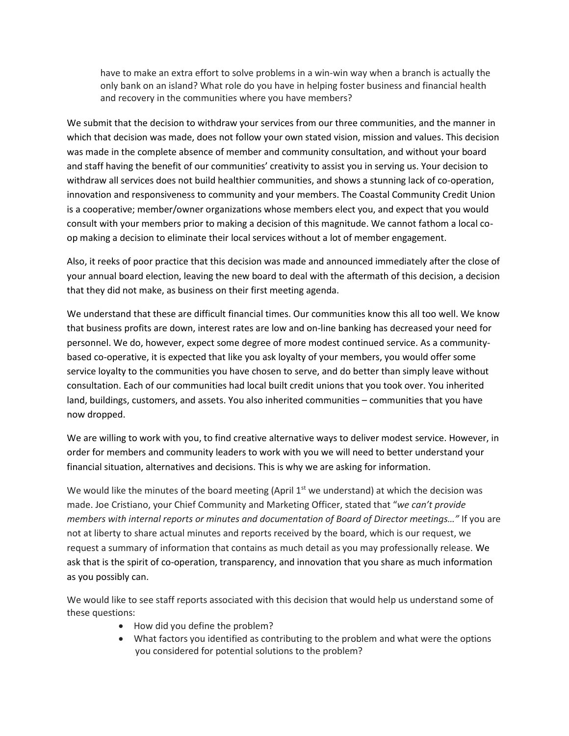have to make an extra effort to solve problems in a win-win way when a branch is actually the only bank on an island? What role do you have in helping foster business and financial health and recovery in the communities where you have members?

We submit that the decision to withdraw your services from our three communities, and the manner in which that decision was made, does not follow your own stated vision, mission and values. This decision was made in the complete absence of member and community consultation, and without your board and staff having the benefit of our communities' creativity to assist you in serving us. Your decision to withdraw all services does not build healthier communities, and shows a stunning lack of co-operation, innovation and responsiveness to community and your members. The Coastal Community Credit Union is a cooperative; member/owner organizations whose members elect you, and expect that you would consult with your members prior to making a decision of this magnitude. We cannot fathom a local co-op making a decision to eliminate their local services without a lot of member engagement.

Also, it reeks of poor practice that this decision was made and announced immediately after the close of your annual board election, leaving the new board to deal with the aftermath of this decision, a decision that they did not make, as business on their first meeting agenda.

We understand that these are difficult financial times. Our communities know this all too well. We know that business profits are down, interest rates are low and on-line banking has decreased your need for personnel. We do, however, expect some degree of more modest continued service. As a community-based co-operative, it is expected that like you ask loyalty of your members, you would offer some service loyalty to the communities you have chosen to serve, and do better than simply leave without consultation. Each of our communities had local built credit unions that you took over. You inherited land, buildings, customers, and assets. You also inherited communities – communities that you have now dropped.

We are willing to work with you, to find creative alternative ways to deliver modest service. However, in order for members and community leaders to work with you we will need to better understand your financial situation, alternatives and decisions. This is why we are asking for information.

We would like the minutes of the board meeting (April 1st we understand) at which the decision was made. Joe Cristiano, your Chief Community and Marketing Officer, stated that "*we can't provide members with internal reports or minutes and documentation of Board of Director meetings…"* If you are not at liberty to share actual minutes and reports received by the board, which is our request, we request a summary of information that contains as much detail as you may professionally release. We ask that is the spirit of co-operation, transparency, and innovation that you share as much information as you possibly can.

We would like to see staff reports associated with this decision that would help us understand some of these questions:

- How did you define the problem?
- What factors you identified as contributing to the problem and what were the options you considered for potential solutions to the problem?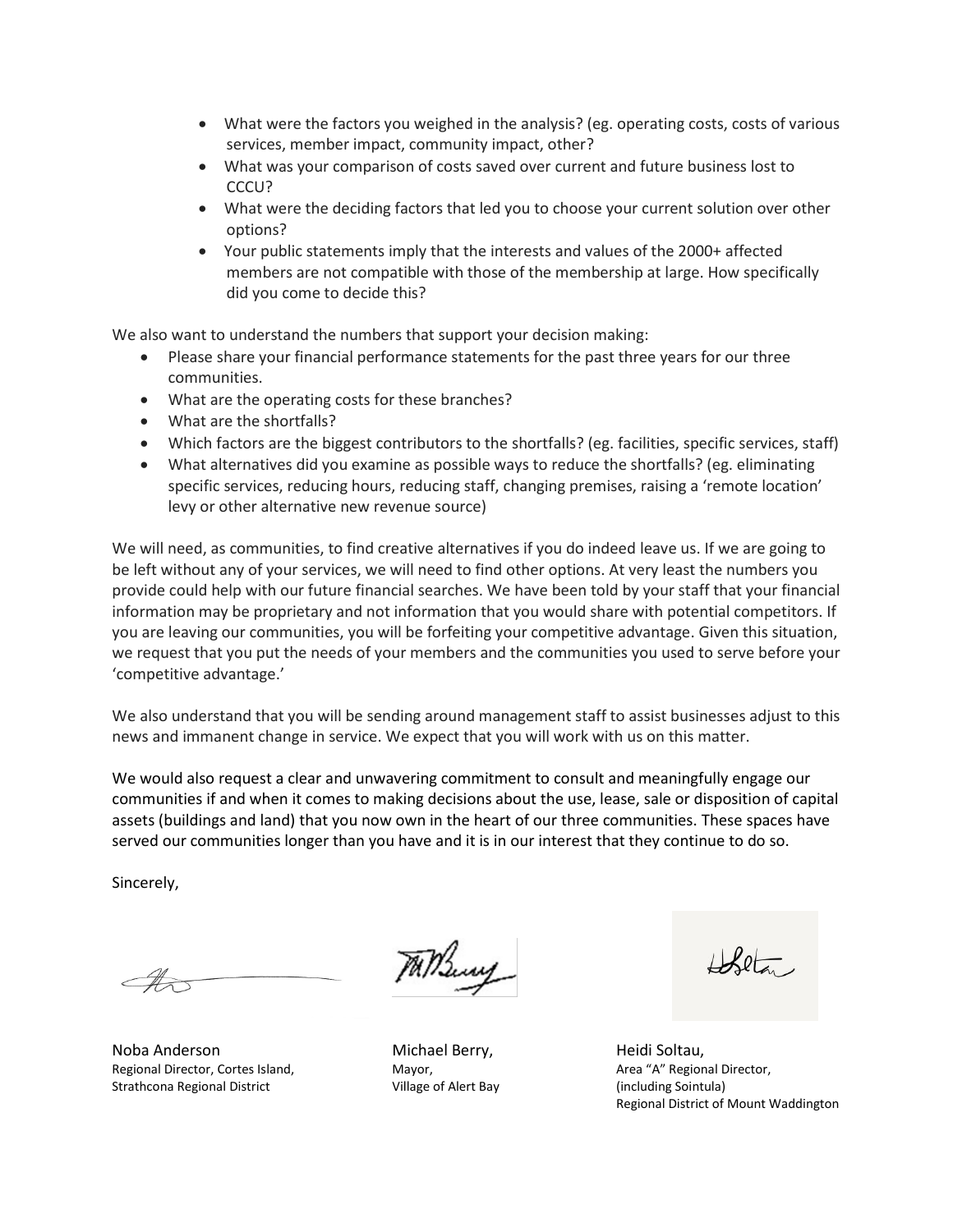- What were the factors you weighed in the analysis? (eg. operating costs, costs of various services, member impact, community impact, other?
- What was your comparison of costs saved over current and future business lost to CCCU?
- What were the deciding factors that led you to choose your current solution over other options?
- Your public statements imply that the interests and values of the 2000+ affected members are not compatible with those of the membership at large. How specifically did you come to decide this?

We also want to understand the numbers that support your decision making:

- Please share your financial performance statements for the past three years for our three communities.
- What are the operating costs for these branches?
- What are the shortfalls?
- Which factors are the biggest contributors to the shortfalls? (eg. facilities, specific services, staff)
- What alternatives did you examine as possible ways to reduce the shortfalls? (eg. eliminating specific services, reducing hours, reducing staff, changing premises, raising a 'remote location' levy or other alternative new revenue source)

We will need, as communities, to find creative alternatives if you do indeed leave us. If we are going to be left without any of your services, we will need to find other options. At very least the numbers you provide could help with our future financial searches. We have been told by your staff that your financial information may be proprietary and not information that you would share with potential competitors. If you are leaving our communities, you will be forfeiting your competitive advantage. Given this situation, we request that you put the needs of your members and the communities you used to serve before your 'competitive advantage.'

We also understand that you will be sending around management staff to assist businesses adjust to this news and immanent change in service. We expect that you will work with us on this matter.

We would also request a clear and unwavering commitment to consult and meaningfully engage our communities if and when it comes to making decisions about the use, lease, sale or disposition of capital assets (buildings and land) that you now own in the heart of our three communities. These spaces have served our communities longer than you have and it is in our interest that they continue to do so.

Sincerely,

Noba Anderson
Regional Director, Cortes Island,
Strathcona Regional District

Michael Berry,
Mayor,
Village of Alert Bay

Heidi Soltau,
Area "A" Regional Director,
(including Sointula)
Regional District of Mount Waddington